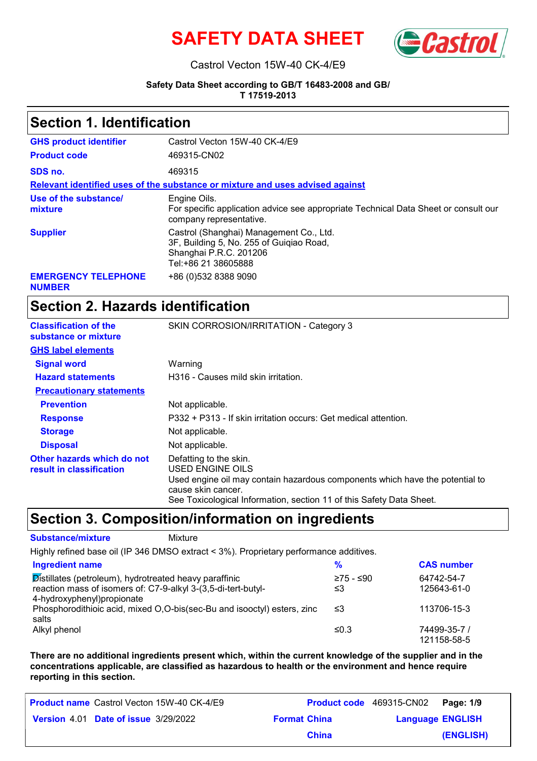# SAFETY DATA SHEET

Castrol Vecton 15W-40 CK-4/E9

**Safety Data Sheet according to GB/T 16483-2008 and GB/T 17519-2013**

## Section 1. Identification

| | |
|---|---|
| **GHS product identifier** | Castrol Vecton 15W-40 CK-4/E9 |
| **Product code** | 469315-CN02 |
| **SDS no.** | 469315 |

**Relevant identified uses of the substance or mixture and uses advised against**

| | |
|---|---|
| **Use of the substance/ mixture** | Engine Oils.<br>For specific application advice see appropriate Technical Data Sheet or consult our company representative. |
| **Supplier** | Castrol (Shanghai) Management Co., Ltd.<br>3F, Building 5, No. 255 of Guiqiao Road,<br>Shanghai P.R.C. 201206<br>Tel:+86 21 38605888 |
| **EMERGENCY TELEPHONE NUMBER** | +86 (0)532 8388 9090 |

## Section 2. Hazards identification

| | |
|---|---|
| **Classification of the substance or mixture** | SKIN CORROSION/IRRITATION - Category 3 |

**GHS label elements**

| | |
|---|---|
| **Signal word** | Warning |
| **Hazard statements** | H316 - Causes mild skin irritation. |

**Precautionary statements**

| | |
|---|---|
| **Prevention** | Not applicable. |
| **Response** | P332 + P313 - If skin irritation occurs: Get medical attention. |
| **Storage** | Not applicable. |
| **Disposal** | Not applicable. |
| **Other hazards which do not result in classification** | Defatting to the skin.<br>USED ENGINE OILS<br>Used engine oil may contain hazardous components which have the potential to cause skin cancer.<br>See Toxicological Information, section 11 of this Safety Data Sheet. |

## Section 3. Composition/information on ingredients

**Substance/mixture** Mixture

Highly refined base oil (IP 346 DMSO extract < 3%). Proprietary performance additives.

| Ingredient name | % | CAS number |
|---|---|---|
| Distillates (petroleum), hydrotreated heavy paraffinic | ≥75 - ≤90 | 64742-54-7 |
| reaction mass of isomers of: C7-9-alkyl 3-(3,5-di-tert-butyl-4-hydroxyphenyl)propionate | ≤3 | 125643-61-0 |
| Phosphorodithioic acid, mixed O,O-bis(sec-Bu and isooctyl) esters, zinc salts | ≤3 | 113706-15-3 |
| Alkyl phenol | ≤0.3 | 74499-35-7 / 121158-58-5 |

**There are no additional ingredients present which, within the current knowledge of the supplier and in the concentrations applicable, are classified as hazardous to health or the environment and hence require reporting in this section.**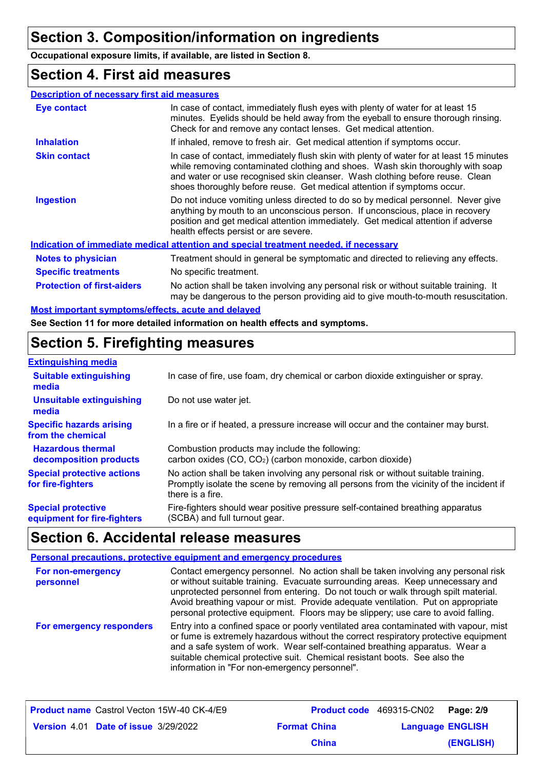## Section 3. Composition/information on ingredients

**Occupational exposure limits, if available, are listed in Section 8.**

## Section 4. First aid measures

### Description of necessary first aid measures

**Eye contact**
In case of contact, immediately flush eyes with plenty of water for at least 15 minutes. Eyelids should be held away from the eyeball to ensure thorough rinsing. Check for and remove any contact lenses. Get medical attention.

**Inhalation**
If inhaled, remove to fresh air. Get medical attention if symptoms occur.

**Skin contact**
In case of contact, immediately flush skin with plenty of water for at least 15 minutes while removing contaminated clothing and shoes. Wash skin thoroughly with soap and water or use recognised skin cleanser. Wash clothing before reuse. Clean shoes thoroughly before reuse. Get medical attention if symptoms occur.

**Ingestion**
Do not induce vomiting unless directed to do so by medical personnel. Never give anything by mouth to an unconscious person. If unconscious, place in recovery position and get medical attention immediately. Get medical attention if adverse health effects persist or are severe.

### Indication of immediate medical attention and special treatment needed, if necessary

**Notes to physician**
Treatment should in general be symptomatic and directed to relieving any effects.

**Specific treatments**
No specific treatment.

**Protection of first-aiders**
No action shall be taken involving any personal risk or without suitable training. It may be dangerous to the person providing aid to give mouth-to-mouth resuscitation.

### Most important symptoms/effects, acute and delayed

**See Section 11 for more detailed information on health effects and symptoms.**

## Section 5. Firefighting measures

### Extinguishing media

**Suitable extinguishing media**
In case of fire, use foam, dry chemical or carbon dioxide extinguisher or spray.

**Unsuitable extinguishing media**
Do not use water jet.

**Specific hazards arising from the chemical**
In a fire or if heated, a pressure increase will occur and the container may burst.

**Hazardous thermal decomposition products**
Combustion products may include the following:
carbon oxides (CO, $CO_2$) (carbon monoxide, carbon dioxide)

**Special protective actions for fire-fighters**
No action shall be taken involving any personal risk or without suitable training. Promptly isolate the scene by removing all persons from the vicinity of the incident if there is a fire.

**Special protective equipment for fire-fighters**
Fire-fighters should wear positive pressure self-contained breathing apparatus (SCBA) and full turnout gear.

## Section 6. Accidental release measures

### Personal precautions, protective equipment and emergency procedures

**For non-emergency personnel**
Contact emergency personnel. No action shall be taken involving any personal risk or without suitable training. Evacuate surrounding areas. Keep unnecessary and unprotected personnel from entering. Do not touch or walk through spilt material. Avoid breathing vapour or mist. Provide adequate ventilation. Put on appropriate personal protective equipment. Floors may be slippery; use care to avoid falling.

**For emergency responders**
Entry into a confined space or poorly ventilated area contaminated with vapour, mist or fume is extremely hazardous without the correct respiratory protective equipment and a safe system of work. Wear self-contained breathing apparatus. Wear a suitable chemical protective suit. Chemical resistant boots. See also the information in "For non-emergency personnel".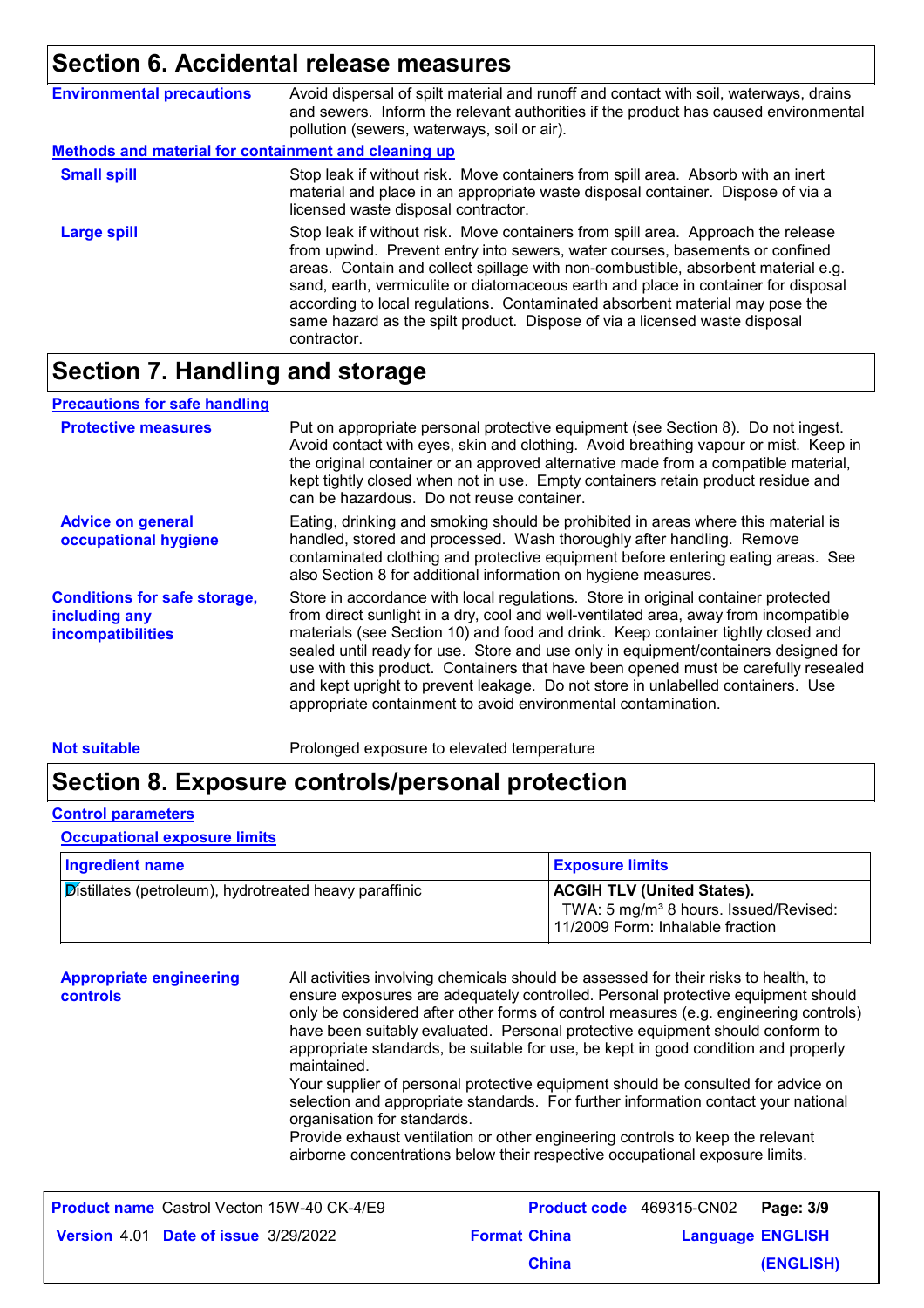## Section 6. Accidental release measures

**Environmental precautions**

Avoid dispersal of spilt material and runoff and contact with soil, waterways, drains and sewers. Inform the relevant authorities if the product has caused environmental pollution (sewers, waterways, soil or air).

**Methods and material for containment and cleaning up**

**Small spill**

Stop leak if without risk. Move containers from spill area. Absorb with an inert material and place in an appropriate waste disposal container. Dispose of via a licensed waste disposal contractor.

**Large spill**

Stop leak if without risk. Move containers from spill area. Approach the release from upwind. Prevent entry into sewers, water courses, basements or confined areas. Contain and collect spillage with non-combustible, absorbent material e.g. sand, earth, vermiculite or diatomaceous earth and place in container for disposal according to local regulations. Contaminated absorbent material may pose the same hazard as the spilt product. Dispose of via a licensed waste disposal contractor.

## Section 7. Handling and storage

**Precautions for safe handling**

**Protective measures**

Put on appropriate personal protective equipment (see Section 8). Do not ingest. Avoid contact with eyes, skin and clothing. Avoid breathing vapour or mist. Keep in the original container or an approved alternative made from a compatible material, kept tightly closed when not in use. Empty containers retain product residue and can be hazardous. Do not reuse container.

**Advice on general occupational hygiene**

Eating, drinking and smoking should be prohibited in areas where this material is handled, stored and processed. Wash thoroughly after handling. Remove contaminated clothing and protective equipment before entering eating areas. See also Section 8 for additional information on hygiene measures.

**Conditions for safe storage, including any incompatibilities**

Store in accordance with local regulations. Store in original container protected from direct sunlight in a dry, cool and well-ventilated area, away from incompatible materials (see Section 10) and food and drink. Keep container tightly closed and sealed until ready for use. Store and use only in equipment/containers designed for use with this product. Containers that have been opened must be carefully resealed and kept upright to prevent leakage. Do not store in unlabelled containers. Use appropriate containment to avoid environmental contamination.

**Not suitable**

Prolonged exposure to elevated temperature

## Section 8. Exposure controls/personal protection

**Control parameters**

**Occupational exposure limits**

| Ingredient name | Exposure limits |
|---|---|
| Distillates (petroleum), hydrotreated heavy paraffinic | **ACGIH TLV (United States).** TWA: 5 mg/m³ 8 hours. Issued/Revised: 11/2009 Form: Inhalable fraction |

**Appropriate engineering controls**

All activities involving chemicals should be assessed for their risks to health, to ensure exposures are adequately controlled. Personal protective equipment should only be considered after other forms of control measures (e.g. engineering controls) have been suitably evaluated. Personal protective equipment should conform to appropriate standards, be suitable for use, be kept in good condition and properly maintained.

Your supplier of personal protective equipment should be consulted for advice on selection and appropriate standards. For further information contact your national organisation for standards.

Provide exhaust ventilation or other engineering controls to keep the relevant airborne concentrations below their respective occupational exposure limits.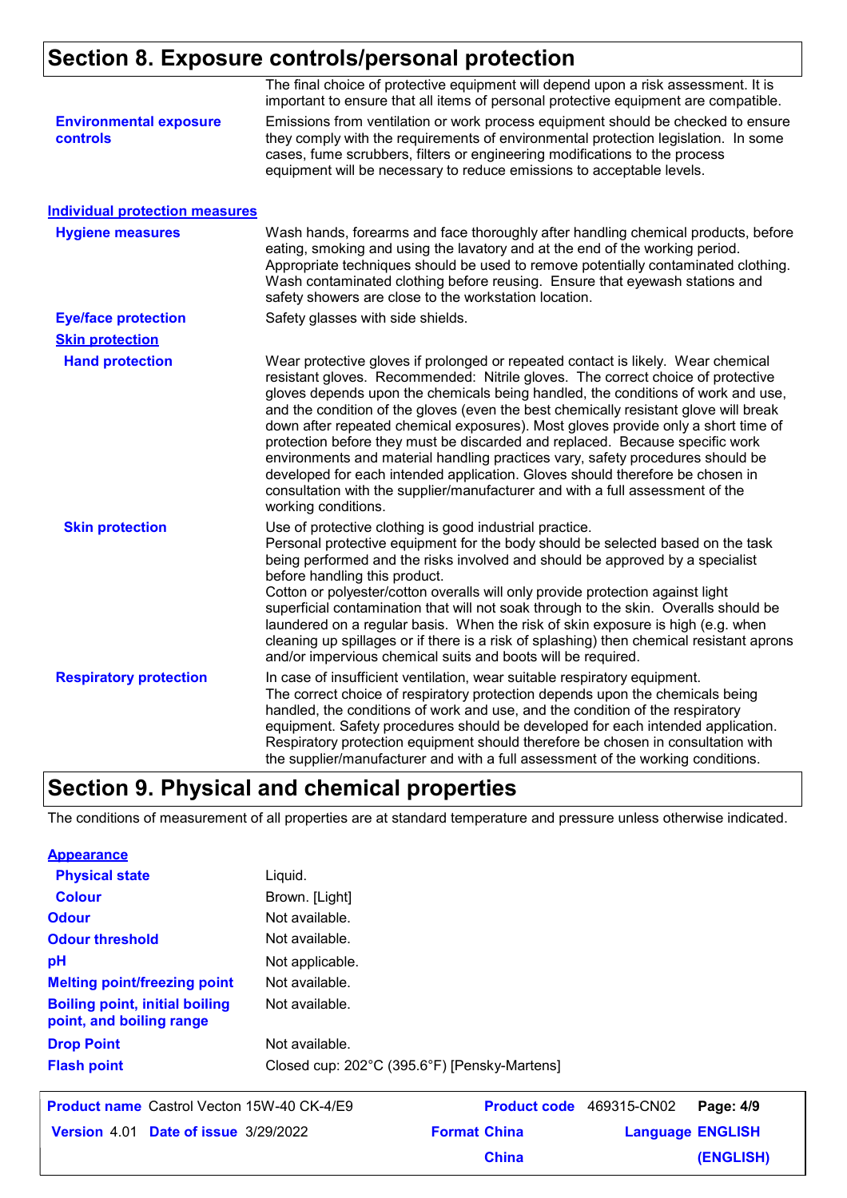## Section 8. Exposure controls/personal protection

The final choice of protective equipment will depend upon a risk assessment. It is important to ensure that all items of personal protective equipment are compatible.

**Environmental exposure controls**

Emissions from ventilation or work process equipment should be checked to ensure they comply with the requirements of environmental protection legislation. In some cases, fume scrubbers, filters or engineering modifications to the process equipment will be necessary to reduce emissions to acceptable levels.

### Individual protection measures

**Hygiene measures**

Wash hands, forearms and face thoroughly after handling chemical products, before eating, smoking and using the lavatory and at the end of the working period. Appropriate techniques should be used to remove potentially contaminated clothing. Wash contaminated clothing before reusing. Ensure that eyewash stations and safety showers are close to the workstation location.

**Eye/face protection**

Safety glasses with side shields.

**Skin protection**

**Hand protection**

Wear protective gloves if prolonged or repeated contact is likely. Wear chemical resistant gloves. Recommended: Nitrile gloves. The correct choice of protective gloves depends upon the chemicals being handled, the conditions of work and use, and the condition of the gloves (even the best chemically resistant glove will break down after repeated chemical exposures). Most gloves provide only a short time of protection before they must be discarded and replaced. Because specific work environments and material handling practices vary, safety procedures should be developed for each intended application. Gloves should therefore be chosen in consultation with the supplier/manufacturer and with a full assessment of the working conditions.

**Skin protection**

Use of protective clothing is good industrial practice.
Personal protective equipment for the body should be selected based on the task being performed and the risks involved and should be approved by a specialist before handling this product.
Cotton or polyester/cotton overalls will only provide protection against light superficial contamination that will not soak through to the skin. Overalls should be laundered on a regular basis. When the risk of skin exposure is high (e.g. when cleaning up spillages or if there is a risk of splashing) then chemical resistant aprons and/or impervious chemical suits and boots will be required.

**Respiratory protection**

In case of insufficient ventilation, wear suitable respiratory equipment.
The correct choice of respiratory protection depends upon the chemicals being handled, the conditions of work and use, and the condition of the respiratory equipment. Safety procedures should be developed for each intended application. Respiratory protection equipment should therefore be chosen in consultation with the supplier/manufacturer and with a full assessment of the working conditions.

## Section 9. Physical and chemical properties

The conditions of measurement of all properties are at standard temperature and pressure unless otherwise indicated.

### Appearance

| | |
|---|---|
| **Physical state** | Liquid. |
| **Colour** | Brown. [Light] |
| **Odour** | Not available. |
| **Odour threshold** | Not available. |
| **pH** | Not applicable. |
| **Melting point/freezing point** | Not available. |
| **Boiling point, initial boiling point, and boiling range** | Not available. |
| **Drop Point** | Not available. |
| **Flash point** | Closed cup: 202°C (395.6°F) [Pensky-Martens] |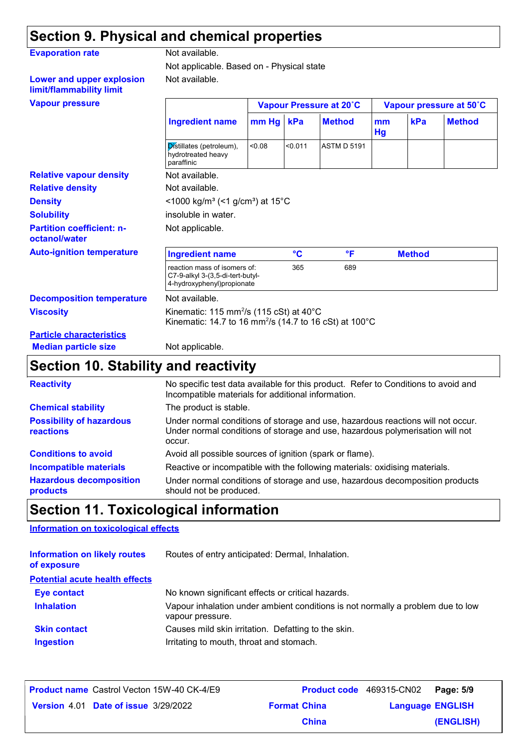## Section 9. Physical and chemical properties

**Evaporation rate**: Not available.

Not applicable. Based on - Physical state

**Lower and upper explosion limit/flammability limit**: Not available.

**Vapour pressure**

| Ingredient name | Vapour Pressure at 20˚C | | | Vapour pressure at 50˚C | | |
|---|---|---|---|---|---|---|
| | mm Hg | kPa | Method | mm Hg | kPa | Method |
| Distillates (petroleum), hydrotreated heavy paraffinic | <0.08 | <0.011 | ASTM D 5191 | | | |

**Relative vapour density**: Not available.

**Relative density**: Not available.

**Density**: <1000 kg/m³ (<1 g/cm³) at 15°C

**Solubility**: insoluble in water.

**Partition coefficient: n-octanol/water**: Not applicable.

**Auto-ignition temperature**

| Ingredient name | °C | °F | Method |
|---|---|---|---|
| reaction mass of isomers of: C7-9-alkyl 3-(3,5-di-tert-butyl-4-hydroxyphenyl)propionate | 365 | 689 | |

**Decomposition temperature**: Not available.

**Viscosity**: Kinematic: 115 $mm^2/s$ (115 cSt) at 40°C
Kinematic: 14.7 to 16 $mm^2/s$ (14.7 to 16 cSt) at 100°C

**Particle characteristics**

**Median particle size**: Not applicable.

## Section 10. Stability and reactivity

**Reactivity**: No specific test data available for this product. Refer to Conditions to avoid and Incompatible materials for additional information.

**Chemical stability**: The product is stable.

**Possibility of hazardous reactions**: Under normal conditions of storage and use, hazardous reactions will not occur. Under normal conditions of storage and use, hazardous polymerisation will not occur.

**Conditions to avoid**: Avoid all possible sources of ignition (spark or flame).

**Incompatible materials**: Reactive or incompatible with the following materials: oxidising materials.

**Hazardous decomposition products**: Under normal conditions of storage and use, hazardous decomposition products should not be produced.

## Section 11. Toxicological information

**Information on toxicological effects**

**Information on likely routes of exposure**: Routes of entry anticipated: Dermal, Inhalation.

**Potential acute health effects**

**Eye contact**: No known significant effects or critical hazards.

**Inhalation**: Vapour inhalation under ambient conditions is not normally a problem due to low vapour pressure.

**Skin contact**: Causes mild skin irritation. Defatting to the skin.

**Ingestion**: Irritating to mouth, throat and stomach.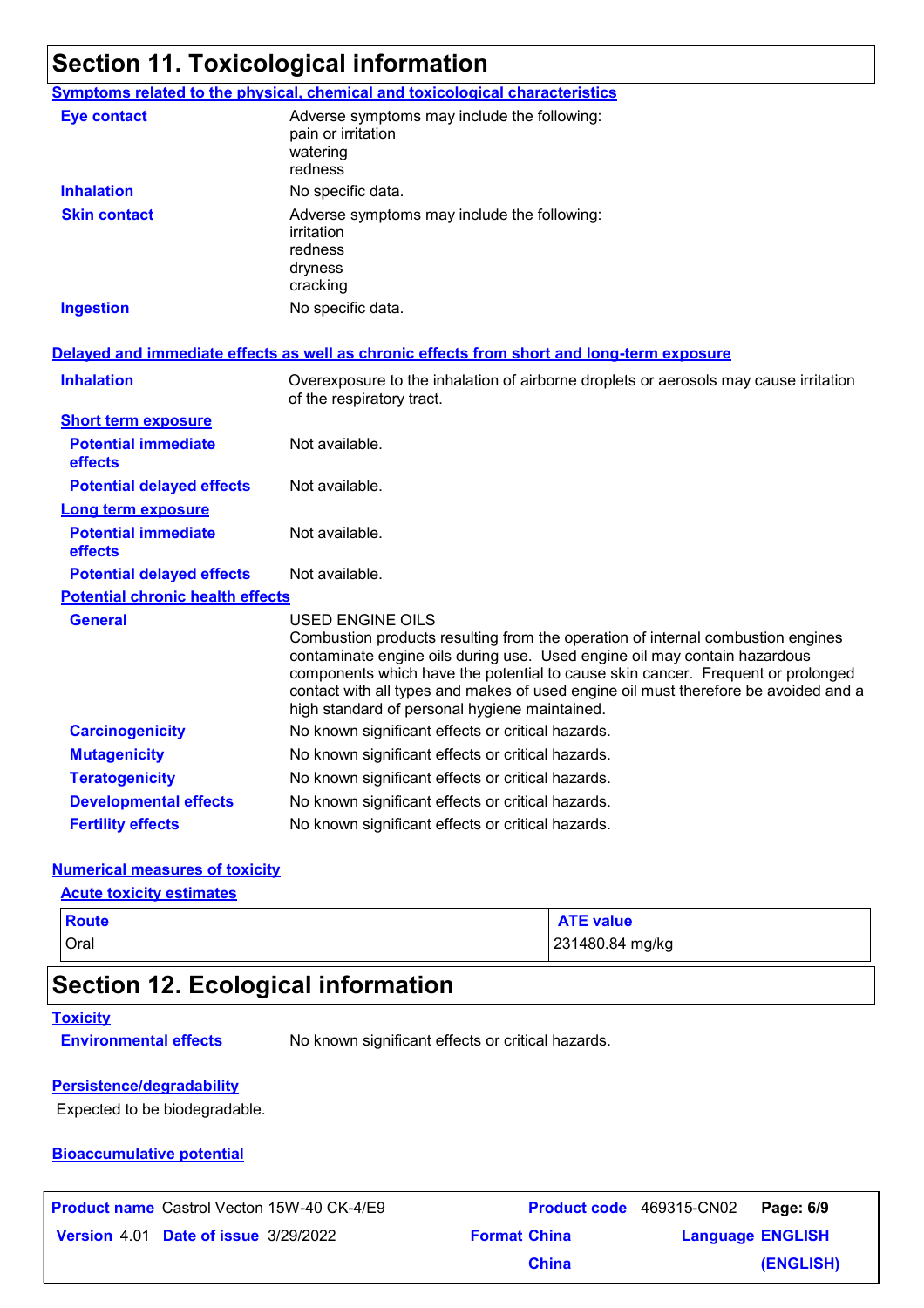## Section 11. Toxicological information

### Symptoms related to the physical, chemical and toxicological characteristics

**Eye contact** — Adverse symptoms may include the following:
pain or irritation
watering
redness

**Inhalation** — No specific data.

**Skin contact** — Adverse symptoms may include the following:
irritation
redness
dryness
cracking

**Ingestion** — No specific data.

### Delayed and immediate effects as well as chronic effects from short and long-term exposure

**Inhalation** — Overexposure to the inhalation of airborne droplets or aerosols may cause irritation of the respiratory tract.

**Short term exposure**

**Potential immediate effects** — Not available.

**Potential delayed effects** — Not available.

**Long term exposure**

**Potential immediate effects** — Not available.

**Potential delayed effects** — Not available.

**Potential chronic health effects**

**General** — USED ENGINE OILS
Combustion products resulting from the operation of internal combustion engines contaminate engine oils during use. Used engine oil may contain hazardous components which have the potential to cause skin cancer. Frequent or prolonged contact with all types and makes of used engine oil must therefore be avoided and a high standard of personal hygiene maintained.

**Carcinogenicity** — No known significant effects or critical hazards.

**Mutagenicity** — No known significant effects or critical hazards.

**Teratogenicity** — No known significant effects or critical hazards.

**Developmental effects** — No known significant effects or critical hazards.

**Fertility effects** — No known significant effects or critical hazards.

### Numerical measures of toxicity

**Acute toxicity estimates**

| Route | ATE value |
|---|---|
| Oral | 231480.84 mg/kg |

## Section 12. Ecological information

### Toxicity

**Environmental effects** — No known significant effects or critical hazards.

### Persistence/degradability

Expected to be biodegradable.

### Bioaccumulative potential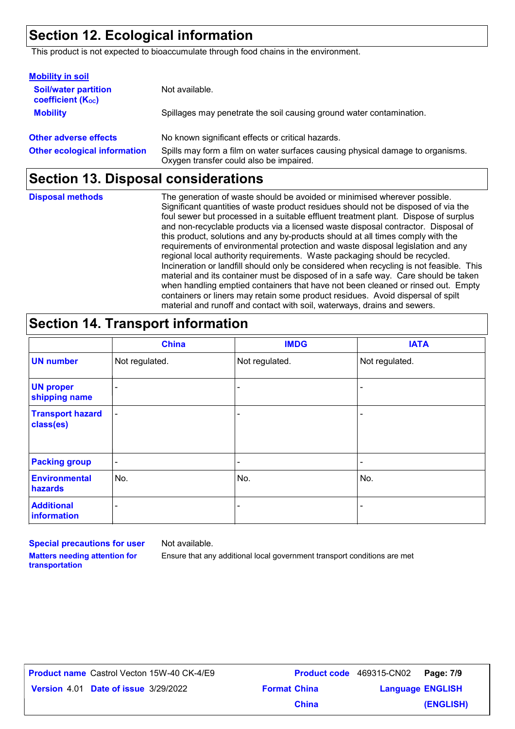## Section 12. Ecological information

This product is not expected to bioaccumulate through food chains in the environment.

**Mobility in soil**

| | |
|---|---|
| **Soil/water partition coefficient ($K_{OC}$)** | Not available. |
| **Mobility** | Spillages may penetrate the soil causing ground water contamination. |
| **Other adverse effects** | No known significant effects or critical hazards. |
| **Other ecological information** | Spills may form a film on water surfaces causing physical damage to organisms. Oxygen transfer could also be impaired. |

## Section 13. Disposal considerations

**Disposal methods**

The generation of waste should be avoided or minimised wherever possible. Significant quantities of waste product residues should not be disposed of via the foul sewer but processed in a suitable effluent treatment plant. Dispose of surplus and non-recyclable products via a licensed waste disposal contractor. Disposal of this product, solutions and any by-products should at all times comply with the requirements of environmental protection and waste disposal legislation and any regional local authority requirements. Waste packaging should be recycled. Incineration or landfill should only be considered when recycling is not feasible. This material and its container must be disposed of in a safe way. Care should be taken when handling emptied containers that have not been cleaned or rinsed out. Empty containers or liners may retain some product residues. Avoid dispersal of spilt material and runoff and contact with soil, waterways, drains and sewers.

## Section 14. Transport information

| | China | IMDG | IATA |
|---|---|---|---|
| **UN number** | Not regulated. | Not regulated. | Not regulated. |
| **UN proper shipping name** | - | - | - |
| **Transport hazard class(es)** | - | - | - |
| **Packing group** | - | - | - |
| **Environmental hazards** | No. | No. | No. |
| **Additional information** | - | - | - |

| | |
|---|---|
| **Special precautions for user** | Not available. |
| **Matters needing attention for transportation** | Ensure that any additional local government transport conditions are met |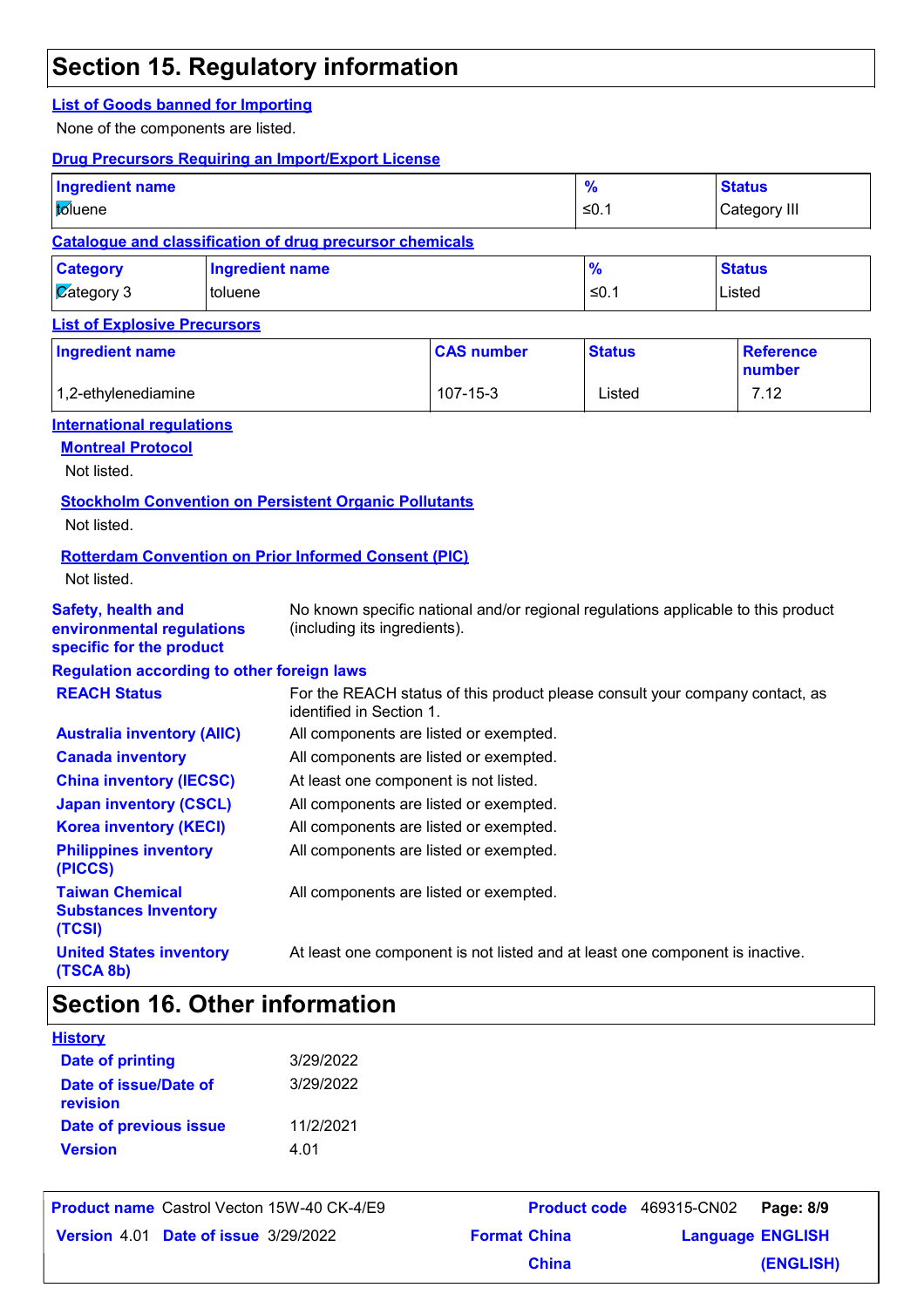## Section 15. Regulatory information

**List of Goods banned for Importing**

None of the components are listed.

**Drug Precursors Requiring an Import/Export License**

| Ingredient name | % | Status |
|---|---|---|
| toluene | ≤0.1 | Category III |

**Catalogue and classification of drug precursor chemicals**

| Category | Ingredient name | % | Status |
|---|---|---|---|
| Category 3 | toluene | ≤0.1 | Listed |

**List of Explosive Precursors**

| Ingredient name | CAS number | Status | Reference number |
|---|---|---|---|
| 1,2-ethylenediamine | 107-15-3 | Listed | 7.12 |

**International regulations**

**Montreal Protocol**

Not listed.

**Stockholm Convention on Persistent Organic Pollutants**

Not listed.

**Rotterdam Convention on Prior Informed Consent (PIC)**

Not listed.

**Safety, health and environmental regulations specific for the product**: No known specific national and/or regional regulations applicable to this product (including its ingredients).

**Regulation according to other foreign laws**

| | |
|---|---|
| **REACH Status** | For the REACH status of this product please consult your company contact, as identified in Section 1. |
| **Australia inventory (AIIC)** | All components are listed or exempted. |
| **Canada inventory** | All components are listed or exempted. |
| **China inventory (IECSC)** | At least one component is not listed. |
| **Japan inventory (CSCL)** | All components are listed or exempted. |
| **Korea inventory (KECI)** | All components are listed or exempted. |
| **Philippines inventory (PICCS)** | All components are listed or exempted. |
| **Taiwan Chemical Substances Inventory (TCSI)** | All components are listed or exempted. |
| **United States inventory (TSCA 8b)** | At least one component is not listed and at least one component is inactive. |

## Section 16. Other information

**History**

| | |
|---|---|
| **Date of printing** | 3/29/2022 |
| **Date of issue/Date of revision** | 3/29/2022 |
| **Date of previous issue** | 11/2/2021 |
| **Version** | 4.01 |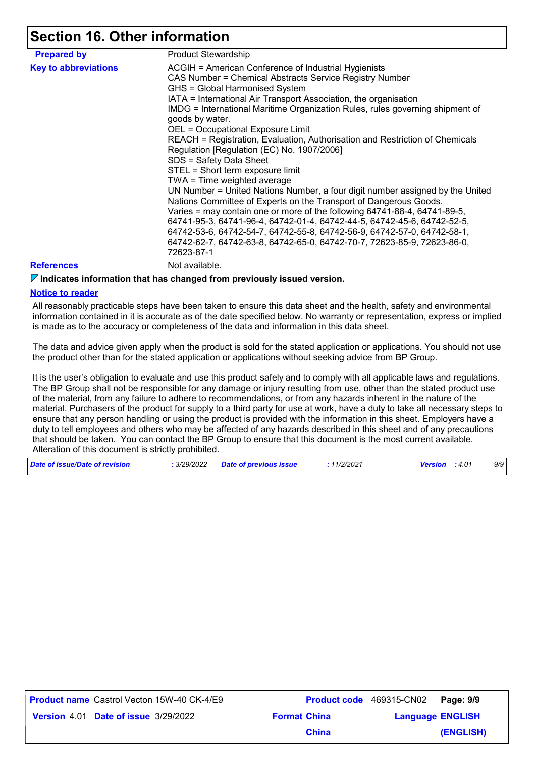## Section 16. Other information

| | |
|---|---|
| **Prepared by** | Product Stewardship |
| **Key to abbreviations** | ACGIH = American Conference of Industrial Hygienists<br>CAS Number = Chemical Abstracts Service Registry Number<br>GHS = Global Harmonised System<br>IATA = International Air Transport Association, the organisation<br>IMDG = International Maritime Organization Rules, rules governing shipment of goods by water.<br>OEL = Occupational Exposure Limit<br>REACH = Registration, Evaluation, Authorisation and Restriction of Chemicals Regulation [Regulation (EC) No. 1907/2006]<br>SDS = Safety Data Sheet<br>STEL = Short term exposure limit<br>TWA = Time weighted average<br>UN Number = United Nations Number, a four digit number assigned by the United Nations Committee of Experts on the Transport of Dangerous Goods.<br>Varies = may contain one or more of the following 64741-88-4, 64741-89-5, 64741-95-3, 64741-96-4, 64742-01-4, 64742-44-5, 64742-45-6, 64742-52-5, 64742-53-6, 64742-54-7, 64742-55-8, 64742-56-9, 64742-57-0, 64742-58-1, 64742-62-7, 64742-63-8, 64742-65-0, 64742-70-7, 72623-85-9, 72623-86-0, 72623-87-1 |
| **References** | Not available. |

**Indicates information that has changed from previously issued version.**

**Notice to reader**

All reasonably practicable steps have been taken to ensure this data sheet and the health, safety and environmental information contained in it is accurate as of the date specified below. No warranty or representation, express or implied is made as to the accuracy or completeness of the data and information in this data sheet.

The data and advice given apply when the product is sold for the stated application or applications. You should not use the product other than for the stated application or applications without seeking advice from BP Group.

It is the user's obligation to evaluate and use this product safely and to comply with all applicable laws and regulations. The BP Group shall not be responsible for any damage or injury resulting from use, other than the stated product use of the material, from any failure to adhere to recommendations, or from any hazards inherent in the nature of the material. Purchasers of the product for supply to a third party for use at work, have a duty to take all necessary steps to ensure that any person handling or using the product is provided with the information in this sheet. Employers have a duty to tell employees and others who may be affected of any hazards described in this sheet and of any precautions that should be taken. You can contact the BP Group to ensure that this document is the most current available. Alteration of this document is strictly prohibited.

*Date of issue/Date of revision : 3/29/2022 Date of previous issue : 11/2/2021 Version : 4.01*